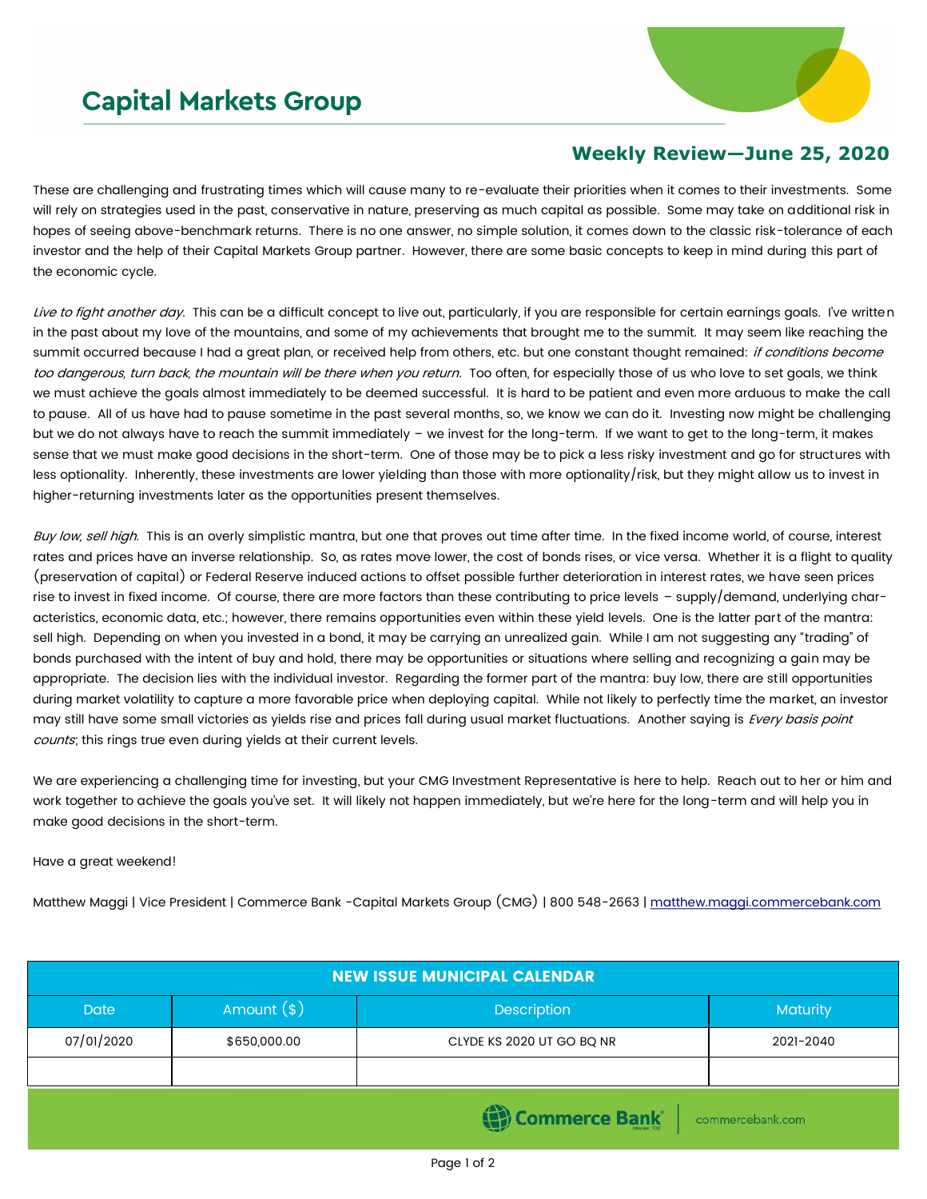# Capital Markets Group

## Weekly Review—June 25, 2020

These are challenging and frustrating times which will cause many to re-evaluate their priorities when it comes to their investments. Some will rely on strategies used in the past, conservative in nature, preserving as much capital as possible. Some may take on additional risk in hopes of seeing above-benchmark returns. There is no one answer, no simple solution, it comes down to the classic risk-tolerance of each investor and the help of their Capital Markets Group partner. However, there are some basic concepts to keep in mind during this part of the economic cycle.

*Live to fight another day.* This can be a difficult concept to live out, particularly, if you are responsible for certain earnings goals. I've written in the past about my love of the mountains, and some of my achievements that brought me to the summit. It may seem like reaching the summit occurred because I had a great plan, or received help from others, etc. but one constant thought remained: *if conditions become too dangerous, turn back, the mountain will be there when you return*. Too often, for especially those of us who love to set goals, we think we must achieve the goals almost immediately to be deemed successful. It is hard to be patient and even more arduous to make the call to pause. All of us have had to pause sometime in the past several months, so, we know we can do it. Investing now might be challenging but we do not always have to reach the summit immediately – we invest for the long-term. If we want to get to the long-term, it makes sense that we must make good decisions in the short-term. One of those may be to pick a less risky investment and go for structures with less optionality. Inherently, these investments are lower yielding than those with more optionality/risk, but they might allow us to invest in higher-returning investments later as the opportunities present themselves.

*Buy low, sell high.* This is an overly simplistic mantra, but one that proves out time after time. In the fixed income world, of course, interest rates and prices have an inverse relationship. So, as rates move lower, the cost of bonds rises, or vice versa. Whether it is a flight to quality (preservation of capital) or Federal Reserve induced actions to offset possible further deterioration in interest rates, we have seen prices rise to invest in fixed income. Of course, there are more factors than these contributing to price levels – supply/demand, underlying characteristics, economic data, etc.; however, there remains opportunities even within these yield levels. One is the latter part of the mantra: sell high. Depending on when you invested in a bond, it may be carrying an unrealized gain. While I am not suggesting any "trading" of bonds purchased with the intent of buy and hold, there may be opportunities or situations where selling and recognizing a gain may be appropriate. The decision lies with the individual investor. Regarding the former part of the mantra: buy low, there are still opportunities during market volatility to capture a more favorable price when deploying capital. While not likely to perfectly time the market, an investor may still have some small victories as yields rise and prices fall during usual market fluctuations. Another saying is *Every basis point counts*; this rings true even during yields at their current levels.

We are experiencing a challenging time for investing, but your CMG Investment Representative is here to help. Reach out to her or him and work together to achieve the goals you've set. It will likely not happen immediately, but we're here for the long-term and will help you in make good decisions in the short-term.

Have a great weekend!

Matthew Maggi | Vice President | Commerce Bank -Capital Markets Group (CMG) | 800 548-2663 | matthew.maggi.commercebank.com

| NEW ISSUE MUNICIPAL CALENDAR | | | |
|---|---|---|---|
| Date | Amount ($) | Description | Maturity |
| 07/01/2020 | $650,000.00 | CLYDE KS 2020 UT GO BQ NR | 2021-2040 |
| | | | |

Commerce Bank | commercebank.com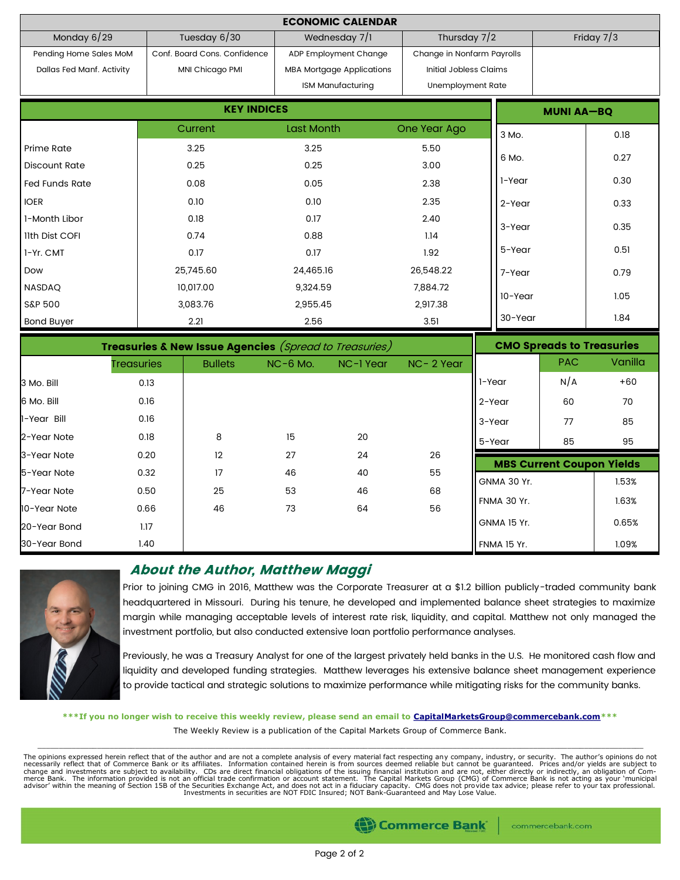## ECONOMIC CALENDAR

| Monday 6/29 | Tuesday 6/30 | Wednesday 7/1 | Thursday 7/2 | Friday 7/3 |
|---|---|---|---|---|
| Pending Home Sales MoM | Conf. Board Cons. Confidence | ADP Employment Change | Change in Nonfarm Payrolls | |
| Dallas Fed Manf. Activity | MNI Chicago PMI | MBA Mortgage Applications | Initial Jobless Claims | |
| | | ISM Manufacturing | Unemployment Rate | |

## KEY INDICES

| | Current | Last Month | One Year Ago |
|---|---|---|---|
| Prime Rate | 3.25 | 3.25 | 5.50 |
| Discount Rate | 0.25 | 0.25 | 3.00 |
| Fed Funds Rate | 0.08 | 0.05 | 2.38 |
| IOER | 0.10 | 0.10 | 2.35 |
| 1-Month Libor | 0.18 | 0.17 | 2.40 |
| 11th Dist COFI | 0.74 | 0.88 | 1.14 |
| 1-Yr. CMT | 0.17 | 0.17 | 1.92 |
| Dow | 25,745.60 | 24,465.16 | 26,548.22 |
| NASDAQ | 10,017.00 | 9,324.59 | 7,884.72 |
| S&P 500 | 3,083.76 | 2,955.45 | 2,917.38 |
| Bond Buyer | 2.21 | 2.56 | 3.51 |

## MUNI AA—BQ

| | |
|---|---|
| 3 Mo. | 0.18 |
| 6 Mo. | 0.27 |
| 1-Year | 0.30 |
| 2-Year | 0.33 |
| 3-Year | 0.35 |
| 5-Year | 0.51 |
| 7-Year | 0.79 |
| 10-Year | 1.05 |
| 30-Year | 1.84 |

## Treasuries & New Issue Agencies *(Spread to Treasuries)*

| | Treasuries | Bullets | NC-6 Mo. | NC-1 Year | NC- 2 Year |
|---|---|---|---|---|---|
| 3 Mo. Bill | 0.13 | | | | |
| 6 Mo. Bill | 0.16 | | | | |
| 1-Year Bill | 0.16 | | | | |
| 2-Year Note | 0.18 | 8 | 15 | 20 | |
| 3-Year Note | 0.20 | 12 | 27 | 24 | 26 |
| 5-Year Note | 0.32 | 17 | 46 | 40 | 55 |
| 7-Year Note | 0.50 | 25 | 53 | 46 | 68 |
| 10-Year Note | 0.66 | 46 | 73 | 64 | 56 |
| 20-Year Bond | 1.17 | | | | |
| 30-Year Bond | 1.40 | | | | |

## CMO Spreads to Treasuries

| | PAC | Vanilla |
|---|---|---|
| 1-Year | N/A | +60 |
| 2-Year | 60 | 70 |
| 3-Year | 77 | 85 |
| 5-Year | 85 | 95 |

## MBS Current Coupon Yields

| | |
|---|---|
| GNMA 30 Yr. | 1.53% |
| FNMA 30 Yr. | 1.63% |
| GNMA 15 Yr. | 0.65% |
| FNMA 15 Yr. | 1.09% |

## *About the Author, Matthew Maggi*

Prior to joining CMG in 2016, Matthew was the Corporate Treasurer at a $1.2 billion publicly-traded community bank headquartered in Missouri. During his tenure, he developed and implemented balance sheet strategies to maximize margin while managing acceptable levels of interest rate risk, liquidity, and capital. Matthew not only managed the investment portfolio, but also conducted extensive loan portfolio performance analyses.

Previously, he was a Treasury Analyst for one of the largest privately held banks in the U.S. He monitored cash flow and liquidity and developed funding strategies. Matthew leverages his extensive balance sheet management experience to provide tactical and strategic solutions to maximize performance while mitigating risks for the community banks.

**\*\*\*If you no longer wish to receive this weekly review, please send an email to CapitalMarketsGroup@commercebank.com\*\*\***

The Weekly Review is a publication of the Capital Markets Group of Commerce Bank.

The opinions expressed herein reflect that of the author and are not a complete analysis of every material fact respecting any company, industry, or security. The author's opinions do not necessarily reflect that of Commerce Bank or its affiliates. Information contained herein is from sources deemed reliable but cannot be guaranteed. Prices and/or yields are subject to change and investments are subject to availability. CDs are direct financial obligations of the issuing financial institution and are not, either directly or indirectly, an obligation of Commerce Bank. The information provided is not an official trade confirmation or account statement. The Capital Markets Group (CMG) of Commerce Bank is not acting as your 'municipal advisor' within the meaning of Section 15B of the Securities Exchange Act, and does not act in a fiduciary capacity. CMG does not provide tax advice; please refer to your tax professional. Investments in securities are NOT FDIC Insured; NOT Bank-Guaranteed and May Lose Value.

Commerce Bank | commercebank.com